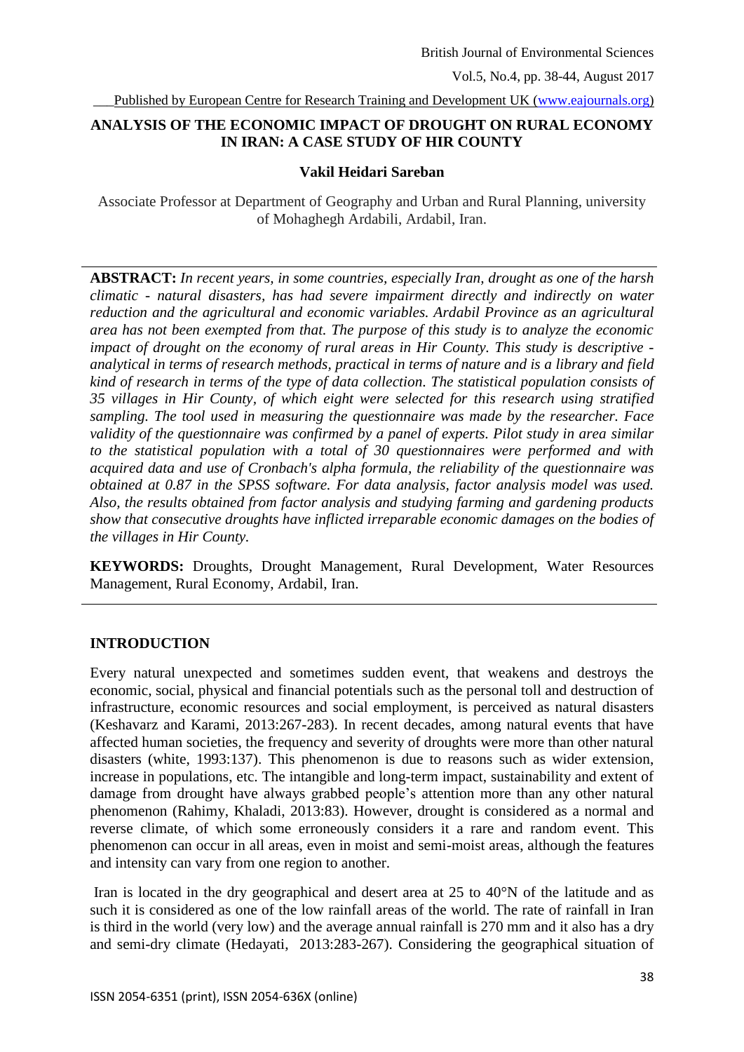# ANALYSIS OF THE ECONOMIC IMPACT OF DROUGHT ON RURAL ECONOMY IN IRAN: A CASE STUDY OF HIR COUNTY

**Vakil Heidari Sareban**

Associate Professor at Department of Geography and Urban and Rural Planning, university of Mohaghegh Ardabili, Ardabil, Iran.

---

**ABSTRACT:** *In recent years, in some countries, especially Iran, drought as one of the harsh climatic - natural disasters, has had severe impairment directly and indirectly on water reduction and the agricultural and economic variables. Ardabil Province as an agricultural area has not been exempted from that. The purpose of this study is to analyze the economic impact of drought on the economy of rural areas in Hir County. This study is descriptive - analytical in terms of research methods, practical in terms of nature and is a library and field kind of research in terms of the type of data collection. The statistical population consists of 35 villages in Hir County, of which eight were selected for this research using stratified sampling. The tool used in measuring the questionnaire was made by the researcher. Face validity of the questionnaire was confirmed by a panel of experts. Pilot study in area similar to the statistical population with a total of 30 questionnaires were performed and with acquired data and use of Cronbach's alpha formula, the reliability of the questionnaire was obtained at 0.87 in the SPSS software. For data analysis, factor analysis model was used. Also, the results obtained from factor analysis and studying farming and gardening products show that consecutive droughts have inflicted irreparable economic damages on the bodies of the villages in Hir County.*

**KEYWORDS:** Droughts, Drought Management, Rural Development, Water Resources Management, Rural Economy, Ardabil, Iran.

---

## INTRODUCTION

Every natural unexpected and sometimes sudden event, that weakens and destroys the economic, social, physical and financial potentials such as the personal toll and destruction of infrastructure, economic resources and social employment, is perceived as natural disasters (Keshavarz and Karami, 2013:267-283). In recent decades, among natural events that have affected human societies, the frequency and severity of droughts were more than other natural disasters (white, 1993:137). This phenomenon is due to reasons such as wider extension, increase in populations, etc. The intangible and long-term impact, sustainability and extent of damage from drought have always grabbed people's attention more than any other natural phenomenon (Rahimy, Khaladi, 2013:83). However, drought is considered as a normal and reverse climate, of which some erroneously considers it a rare and random event. This phenomenon can occur in all areas, even in moist and semi-moist areas, although the features and intensity can vary from one region to another.

Iran is located in the dry geographical and desert area at 25 to 40°N of the latitude and as such it is considered as one of the low rainfall areas of the world. The rate of rainfall in Iran is third in the world (very low) and the average annual rainfall is 270 mm and it also has a dry and semi-dry climate (Hedayati, 2013:283-267). Considering the geographical situation of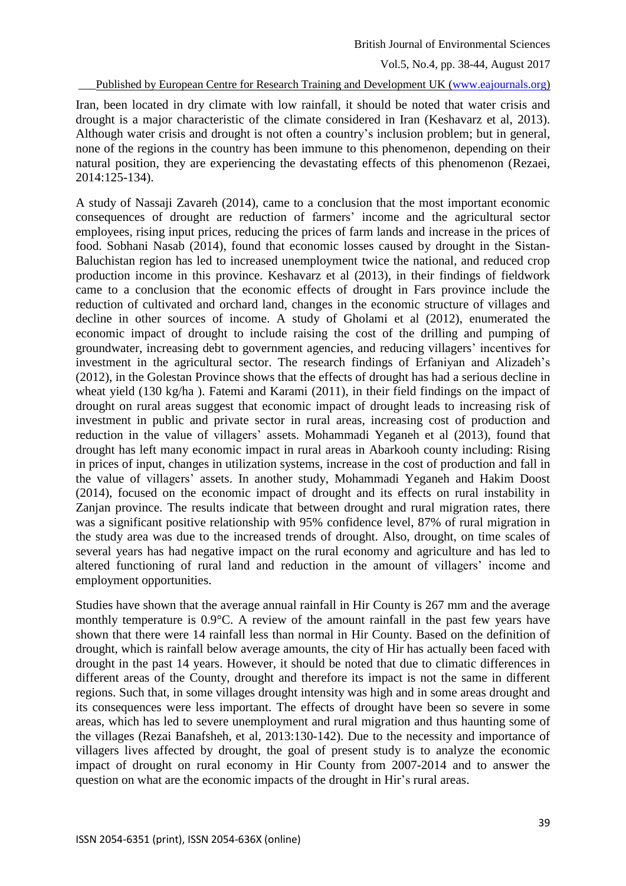Iran, been located in dry climate with low rainfall, it should be noted that water crisis and drought is a major characteristic of the climate considered in Iran (Keshavarz et al, 2013). Although water crisis and drought is not often a country's inclusion problem; but in general, none of the regions in the country has been immune to this phenomenon, depending on their natural position, they are experiencing the devastating effects of this phenomenon (Rezaei, 2014:125-134).

A study of Nassaji Zavareh (2014), came to a conclusion that the most important economic consequences of drought are reduction of farmers' income and the agricultural sector employees, rising input prices, reducing the prices of farm lands and increase in the prices of food. Sobhani Nasab (2014), found that economic losses caused by drought in the Sistan-Baluchistan region has led to increased unemployment twice the national, and reduced crop production income in this province. Keshavarz et al (2013), in their findings of fieldwork came to a conclusion that the economic effects of drought in Fars province include the reduction of cultivated and orchard land, changes in the economic structure of villages and decline in other sources of income. A study of Gholami et al (2012), enumerated the economic impact of drought to include raising the cost of the drilling and pumping of groundwater, increasing debt to government agencies, and reducing villagers' incentives for investment in the agricultural sector. The research findings of Erfaniyan and Alizadeh's (2012), in the Golestan Province shows that the effects of drought has had a serious decline in wheat yield (130 kg/ha ). Fatemi and Karami (2011), in their field findings on the impact of drought on rural areas suggest that economic impact of drought leads to increasing risk of investment in public and private sector in rural areas, increasing cost of production and reduction in the value of villagers' assets. Mohammadi Yeganeh et al (2013), found that drought has left many economic impact in rural areas in Abarkooh county including: Rising in prices of input, changes in utilization systems, increase in the cost of production and fall in the value of villagers' assets. In another study, Mohammadi Yeganeh and Hakim Doost (2014), focused on the economic impact of drought and its effects on rural instability in Zanjan province. The results indicate that between drought and rural migration rates, there was a significant positive relationship with 95% confidence level, 87% of rural migration in the study area was due to the increased trends of drought. Also, drought, on time scales of several years has had negative impact on the rural economy and agriculture and has led to altered functioning of rural land and reduction in the amount of villagers' income and employment opportunities.

Studies have shown that the average annual rainfall in Hir County is 267 mm and the average monthly temperature is 0.9°C. A review of the amount rainfall in the past few years have shown that there were 14 rainfall less than normal in Hir County. Based on the definition of drought, which is rainfall below average amounts, the city of Hir has actually been faced with drought in the past 14 years. However, it should be noted that due to climatic differences in different areas of the County, drought and therefore its impact is not the same in different regions. Such that, in some villages drought intensity was high and in some areas drought and its consequences were less important. The effects of drought have been so severe in some areas, which has led to severe unemployment and rural migration and thus haunting some of the villages (Rezai Banafsheh, et al, 2013:130-142). Due to the necessity and importance of villagers lives affected by drought, the goal of present study is to analyze the economic impact of drought on rural economy in Hir County from 2007-2014 and to answer the question on what are the economic impacts of the drought in Hir's rural areas.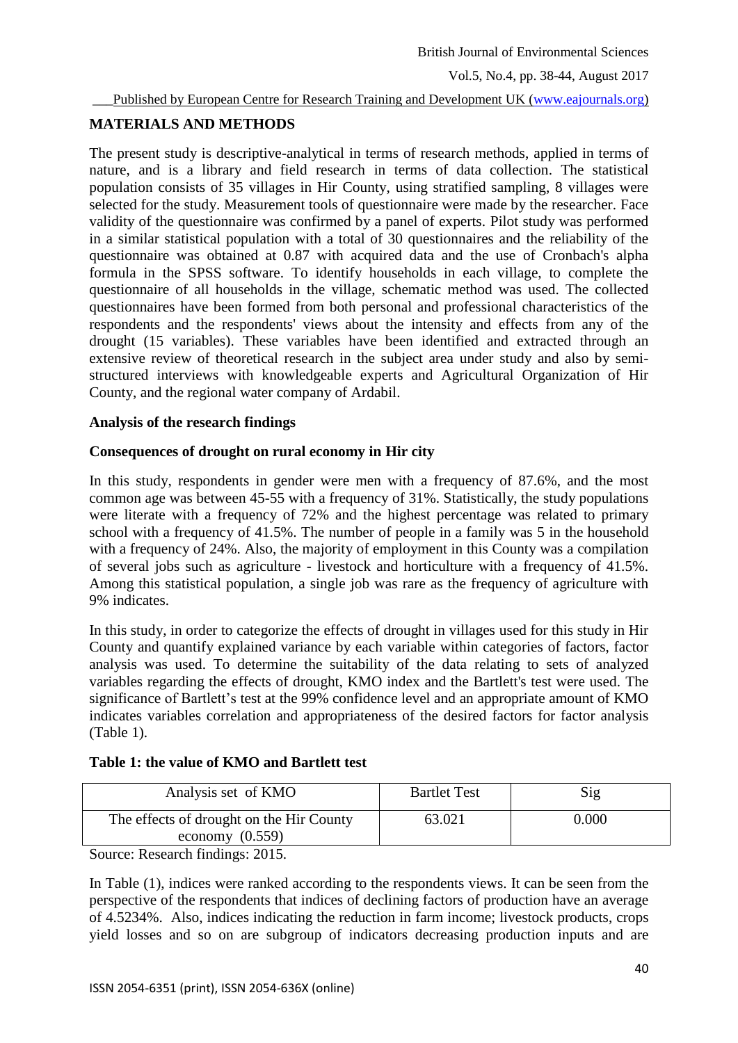## MATERIALS AND METHODS

The present study is descriptive-analytical in terms of research methods, applied in terms of nature, and is a library and field research in terms of data collection. The statistical population consists of 35 villages in Hir County, using stratified sampling, 8 villages were selected for the study. Measurement tools of questionnaire were made by the researcher. Face validity of the questionnaire was confirmed by a panel of experts. Pilot study was performed in a similar statistical population with a total of 30 questionnaires and the reliability of the questionnaire was obtained at 0.87 with acquired data and the use of Cronbach's alpha formula in the SPSS software. To identify households in each village, to complete the questionnaire of all households in the village, schematic method was used. The collected questionnaires have been formed from both personal and professional characteristics of the respondents and the respondents' views about the intensity and effects from any of the drought (15 variables). These variables have been identified and extracted through an extensive review of theoretical research in the subject area under study and also by semi-structured interviews with knowledgeable experts and Agricultural Organization of Hir County, and the regional water company of Ardabil.

### Analysis of the research findings

### Consequences of drought on rural economy in Hir city

In this study, respondents in gender were men with a frequency of 87.6%, and the most common age was between 45-55 with a frequency of 31%. Statistically, the study populations were literate with a frequency of 72% and the highest percentage was related to primary school with a frequency of 41.5%. The number of people in a family was 5 in the household with a frequency of 24%. Also, the majority of employment in this County was a compilation of several jobs such as agriculture - livestock and horticulture with a frequency of 41.5%. Among this statistical population, a single job was rare as the frequency of agriculture with 9% indicates.

In this study, in order to categorize the effects of drought in villages used for this study in Hir County and quantify explained variance by each variable within categories of factors, factor analysis was used. To determine the suitability of the data relating to sets of analyzed variables regarding the effects of drought, KMO index and the Bartlett's test were used. The significance of Bartlett's test at the 99% confidence level and an appropriate amount of KMO indicates variables correlation and appropriateness of the desired factors for factor analysis (Table 1).

**Table 1: the value of KMO and Bartlett test**

| Analysis set of KMO | Bartlet Test | Sig |
|---|---|---|
| The effects of drought on the Hir County economy (0.559) | 63.021 | 0.000 |

Source: Research findings: 2015.

In Table (1), indices were ranked according to the respondents views. It can be seen from the perspective of the respondents that indices of declining factors of production have an average of 4.5234%. Also, indices indicating the reduction in farm income; livestock products, crops yield losses and so on are subgroup of indicators decreasing production inputs and are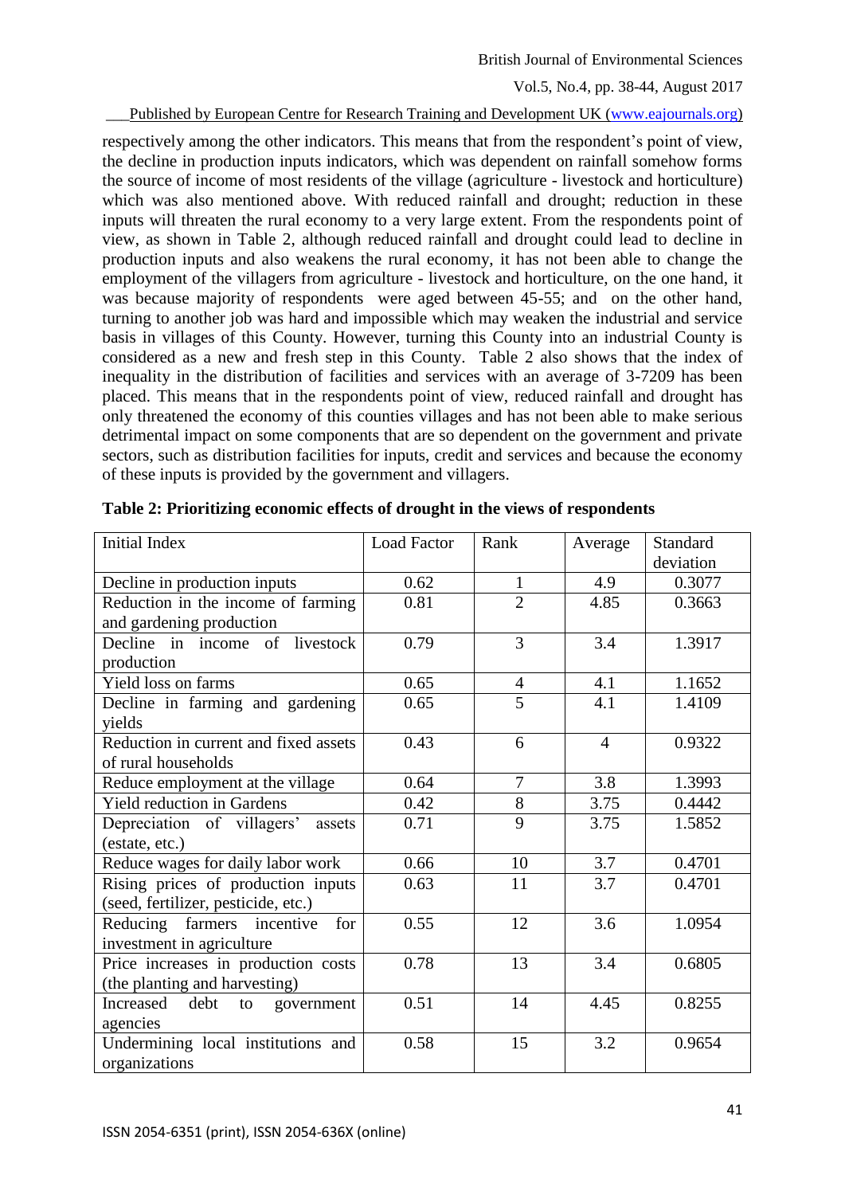respectively among the other indicators. This means that from the respondent's point of view, the decline in production inputs indicators, which was dependent on rainfall somehow forms the source of income of most residents of the village (agriculture - livestock and horticulture) which was also mentioned above. With reduced rainfall and drought; reduction in these inputs will threaten the rural economy to a very large extent. From the respondents point of view, as shown in Table 2, although reduced rainfall and drought could lead to decline in production inputs and also weakens the rural economy, it has not been able to change the employment of the villagers from agriculture - livestock and horticulture, on the one hand, it was because majority of respondents were aged between 45-55; and on the other hand, turning to another job was hard and impossible which may weaken the industrial and service basis in villages of this County. However, turning this County into an industrial County is considered as a new and fresh step in this County. Table 2 also shows that the index of inequality in the distribution of facilities and services with an average of 3-7209 has been placed. This means that in the respondents point of view, reduced rainfall and drought has only threatened the economy of this counties villages and has not been able to make serious detrimental impact on some components that are so dependent on the government and private sectors, such as distribution facilities for inputs, credit and services and because the economy of these inputs is provided by the government and villagers.

**Table 2: Prioritizing economic effects of drought in the views of respondents**

| Initial Index | Load Factor | Rank | Average | Standard deviation |
|---|---|---|---|---|
| Decline in production inputs | 0.62 | 1 | 4.9 | 0.3077 |
| Reduction in the income of farming and gardening production | 0.81 | 2 | 4.85 | 0.3663 |
| Decline in income of livestock production | 0.79 | 3 | 3.4 | 1.3917 |
| Yield loss on farms | 0.65 | 4 | 4.1 | 1.1652 |
| Decline in farming and gardening yields | 0.65 | 5 | 4.1 | 1.4109 |
| Reduction in current and fixed assets of rural households | 0.43 | 6 | 4 | 0.9322 |
| Reduce employment at the village | 0.64 | 7 | 3.8 | 1.3993 |
| Yield reduction in Gardens | 0.42 | 8 | 3.75 | 0.4442 |
| Depreciation of villagers' assets (estate, etc.) | 0.71 | 9 | 3.75 | 1.5852 |
| Reduce wages for daily labor work | 0.66 | 10 | 3.7 | 0.4701 |
| Rising prices of production inputs (seed, fertilizer, pesticide, etc.) | 0.63 | 11 | 3.7 | 0.4701 |
| Reducing farmers incentive for investment in agriculture | 0.55 | 12 | 3.6 | 1.0954 |
| Price increases in production costs (the planting and harvesting) | 0.78 | 13 | 3.4 | 0.6805 |
| Increased debt to government agencies | 0.51 | 14 | 4.45 | 0.8255 |
| Undermining local institutions and organizations | 0.58 | 15 | 3.2 | 0.9654 |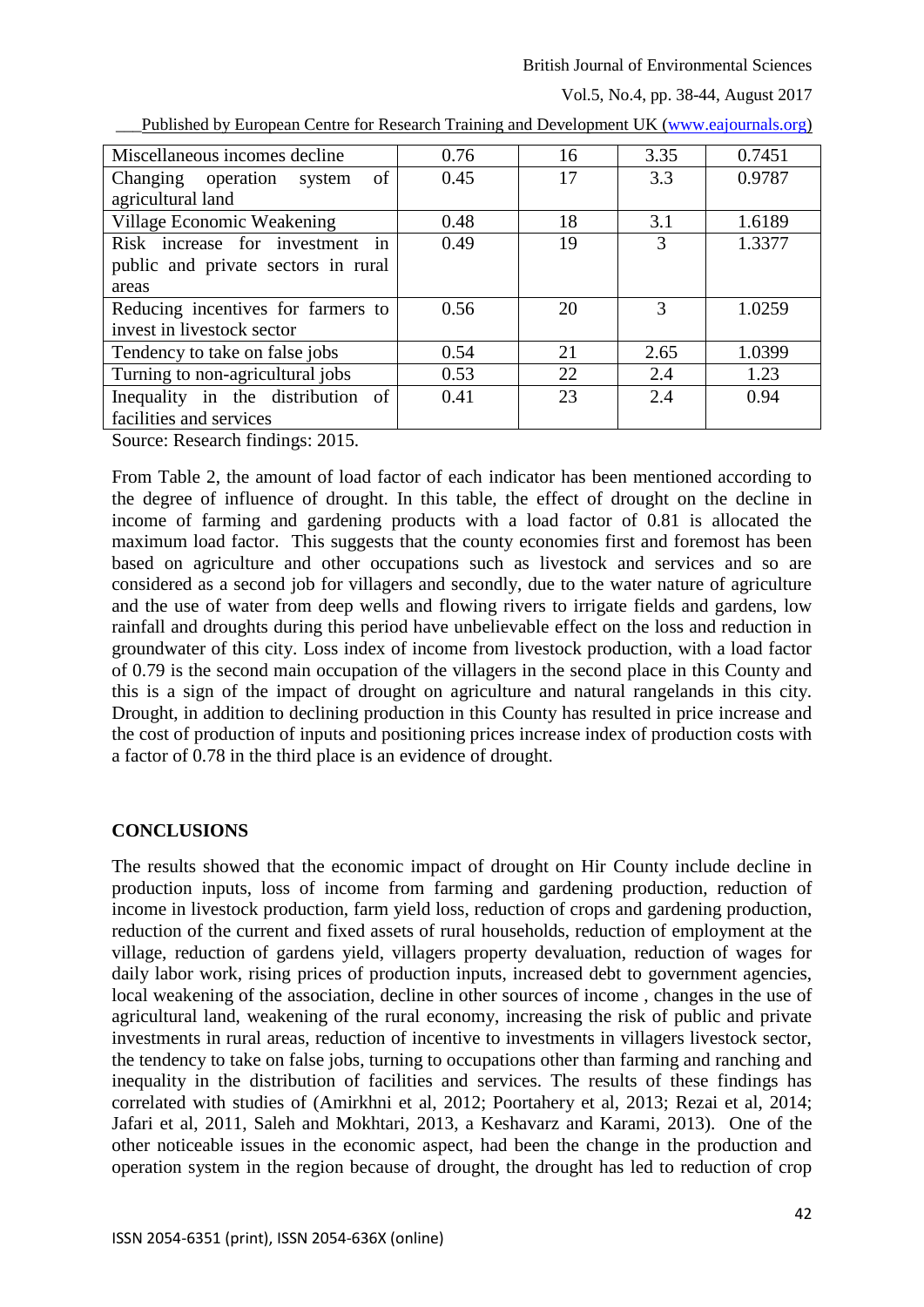| Miscellaneous incomes decline | 0.76 | 16 | 3.35 | 0.7451 |
|---|---|---|---|---|
| Changing operation system of agricultural land | 0.45 | 17 | 3.3 | 0.9787 |
| Village Economic Weakening | 0.48 | 18 | 3.1 | 1.6189 |
| Risk increase for investment in public and private sectors in rural areas | 0.49 | 19 | 3 | 1.3377 |
| Reducing incentives for farmers to invest in livestock sector | 0.56 | 20 | 3 | 1.0259 |
| Tendency to take on false jobs | 0.54 | 21 | 2.65 | 1.0399 |
| Turning to non-agricultural jobs | 0.53 | 22 | 2.4 | 1.23 |
| Inequality in the distribution of facilities and services | 0.41 | 23 | 2.4 | 0.94 |

Source: Research findings: 2015.

From Table 2, the amount of load factor of each indicator has been mentioned according to the degree of influence of drought. In this table, the effect of drought on the decline in income of farming and gardening products with a load factor of 0.81 is allocated the maximum load factor. This suggests that the county economies first and foremost has been based on agriculture and other occupations such as livestock and services and so are considered as a second job for villagers and secondly, due to the water nature of agriculture and the use of water from deep wells and flowing rivers to irrigate fields and gardens, low rainfall and droughts during this period have unbelievable effect on the loss and reduction in groundwater of this city. Loss index of income from livestock production, with a load factor of 0.79 is the second main occupation of the villagers in the second place in this County and this is a sign of the impact of drought on agriculture and natural rangelands in this city. Drought, in addition to declining production in this County has resulted in price increase and the cost of production of inputs and positioning prices increase index of production costs with a factor of 0.78 in the third place is an evidence of drought.

## CONCLUSIONS

The results showed that the economic impact of drought on Hir County include decline in production inputs, loss of income from farming and gardening production, reduction of income in livestock production, farm yield loss, reduction of crops and gardening production, reduction of the current and fixed assets of rural households, reduction of employment at the village, reduction of gardens yield, villagers property devaluation, reduction of wages for daily labor work, rising prices of production inputs, increased debt to government agencies, local weakening of the association, decline in other sources of income , changes in the use of agricultural land, weakening of the rural economy, increasing the risk of public and private investments in rural areas, reduction of incentive to investments in villagers livestock sector, the tendency to take on false jobs, turning to occupations other than farming and ranching and inequality in the distribution of facilities and services. The results of these findings has correlated with studies of (Amirkhni et al, 2012; Poortahery et al, 2013; Rezai et al, 2014; Jafari et al, 2011, Saleh and Mokhtari, 2013, a Keshavarz and Karami, 2013). One of the other noticeable issues in the economic aspect, had been the change in the production and operation system in the region because of drought, the drought has led to reduction of crop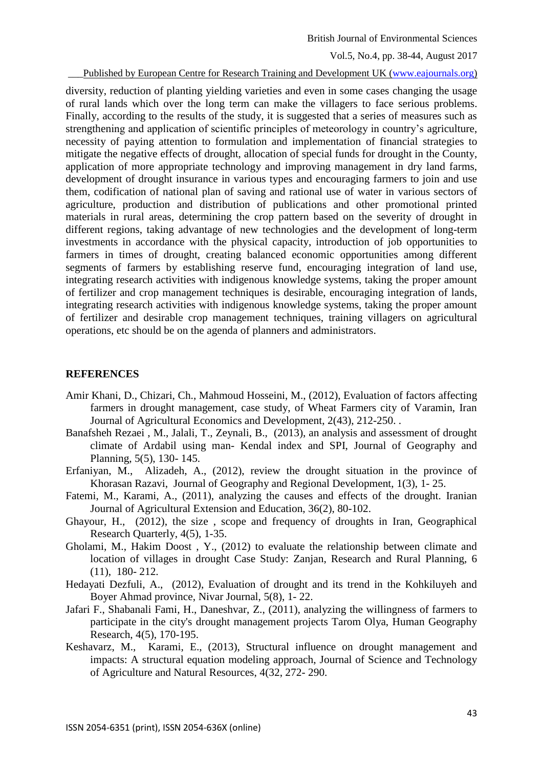diversity, reduction of planting yielding varieties and even in some cases changing the usage of rural lands which over the long term can make the villagers to face serious problems. Finally, according to the results of the study, it is suggested that a series of measures such as strengthening and application of scientific principles of meteorology in country's agriculture, necessity of paying attention to formulation and implementation of financial strategies to mitigate the negative effects of drought, allocation of special funds for drought in the County, application of more appropriate technology and improving management in dry land farms, development of drought insurance in various types and encouraging farmers to join and use them, codification of national plan of saving and rational use of water in various sectors of agriculture, production and distribution of publications and other promotional printed materials in rural areas, determining the crop pattern based on the severity of drought in different regions, taking advantage of new technologies and the development of long-term investments in accordance with the physical capacity, introduction of job opportunities to farmers in times of drought, creating balanced economic opportunities among different segments of farmers by establishing reserve fund, encouraging integration of land use, integrating research activities with indigenous knowledge systems, taking the proper amount of fertilizer and crop management techniques is desirable, encouraging integration of lands, integrating research activities with indigenous knowledge systems, taking the proper amount of fertilizer and desirable crop management techniques, training villagers on agricultural operations, etc should be on the agenda of planners and administrators.

## REFERENCES

Amir Khani, D., Chizari, Ch., Mahmoud Hosseini, M., (2012), Evaluation of factors affecting farmers in drought management, case study, of Wheat Farmers city of Varamin, Iran Journal of Agricultural Economics and Development, 2(43), 212-250. .

Banafsheh Rezaei , M., Jalali, T., Zeynali, B., (2013), an analysis and assessment of drought climate of Ardabil using man- Kendal index and SPI, Journal of Geography and Planning, 5(5), 130- 145.

Erfaniyan, M., Alizadeh, A., (2012), review the drought situation in the province of Khorasan Razavi, Journal of Geography and Regional Development, 1(3), 1- 25.

Fatemi, M., Karami, A., (2011), analyzing the causes and effects of the drought. Iranian Journal of Agricultural Extension and Education, 36(2), 80-102.

Ghayour, H., (2012), the size , scope and frequency of droughts in Iran, Geographical Research Quarterly, 4(5), 1-35.

Gholami, M., Hakim Doost , Y., (2012) to evaluate the relationship between climate and location of villages in drought Case Study: Zanjan, Research and Rural Planning, 6 (11), 180- 212.

Hedayati Dezfuli, A., (2012), Evaluation of drought and its trend in the Kohkiluyeh and Boyer Ahmad province, Nivar Journal, 5(8), 1- 22.

Jafari F., Shabanali Fami, H., Daneshvar, Z., (2011), analyzing the willingness of farmers to participate in the city's drought management projects Tarom Olya, Human Geography Research, 4(5), 170-195.

Keshavarz, M., Karami, E., (2013), Structural influence on drought management and impacts: A structural equation modeling approach, Journal of Science and Technology of Agriculture and Natural Resources, 4(32, 272- 290.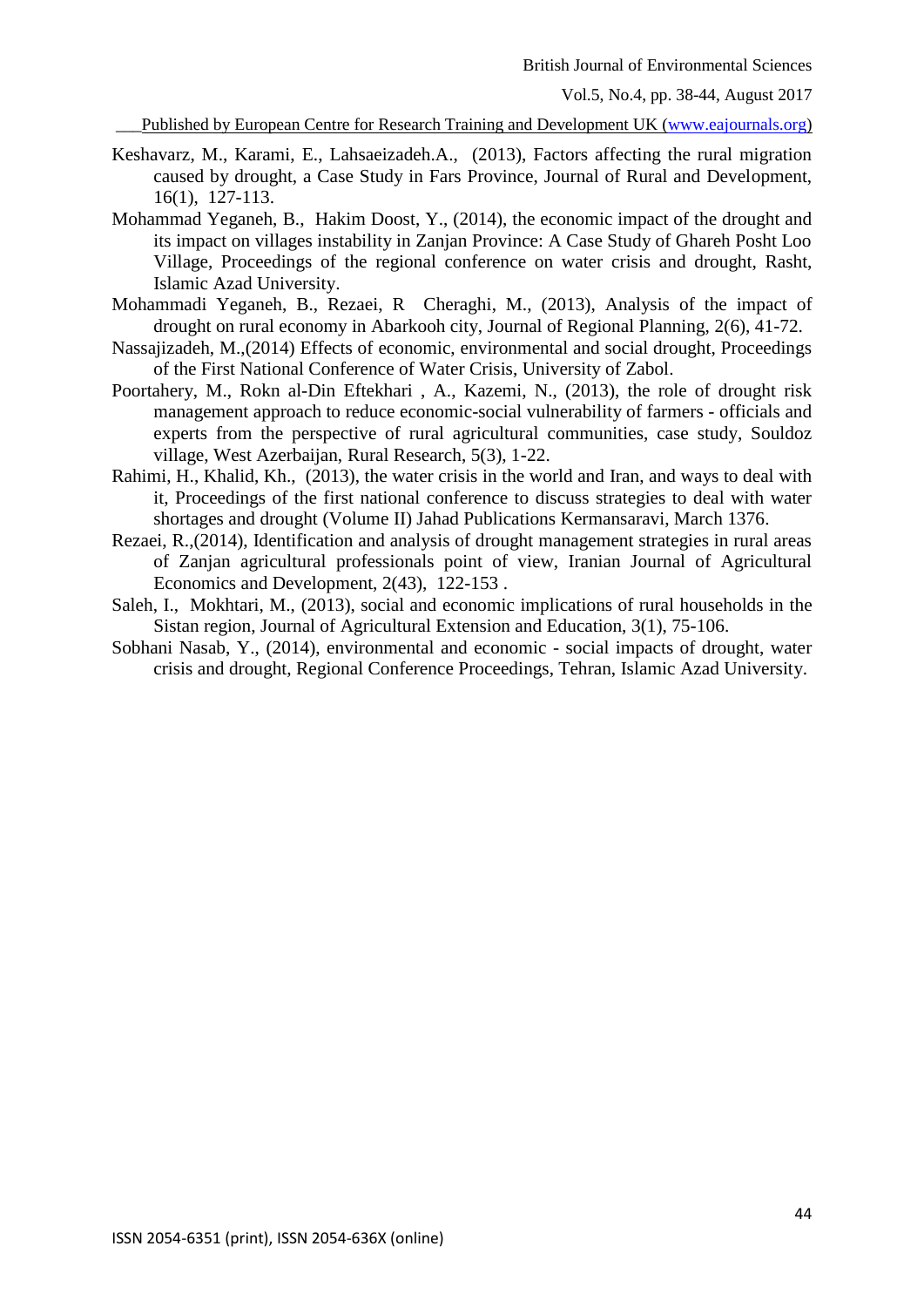Keshavarz, M., Karami, E., Lahsaeizadeh.A., (2013), Factors affecting the rural migration caused by drought, a Case Study in Fars Province, Journal of Rural and Development, 16(1), 127-113.

Mohammad Yeganeh, B., Hakim Doost, Y., (2014), the economic impact of the drought and its impact on villages instability in Zanjan Province: A Case Study of Ghareh Posht Loo Village, Proceedings of the regional conference on water crisis and drought, Rasht, Islamic Azad University.

Mohammadi Yeganeh, B., Rezaei, R Cheraghi, M., (2013), Analysis of the impact of drought on rural economy in Abarkooh city, Journal of Regional Planning, 2(6), 41-72.

Nassajizadeh, M.,(2014) Effects of economic, environmental and social drought, Proceedings of the First National Conference of Water Crisis, University of Zabol.

Poortahery, M., Rokn al-Din Eftekhari , A., Kazemi, N., (2013), the role of drought risk management approach to reduce economic-social vulnerability of farmers - officials and experts from the perspective of rural agricultural communities, case study, Souldoz village, West Azerbaijan, Rural Research, 5(3), 1-22.

Rahimi, H., Khalid, Kh., (2013), the water crisis in the world and Iran, and ways to deal with it, Proceedings of the first national conference to discuss strategies to deal with water shortages and drought (Volume II) Jahad Publications Kermansaravi, March 1376.

Rezaei, R.,(2014), Identification and analysis of drought management strategies in rural areas of Zanjan agricultural professionals point of view, Iranian Journal of Agricultural Economics and Development, 2(43), 122-153 .

Saleh, I., Mokhtari, M., (2013), social and economic implications of rural households in the Sistan region, Journal of Agricultural Extension and Education, 3(1), 75-106.

Sobhani Nasab, Y., (2014), environmental and economic - social impacts of drought, water crisis and drought, Regional Conference Proceedings, Tehran, Islamic Azad University.